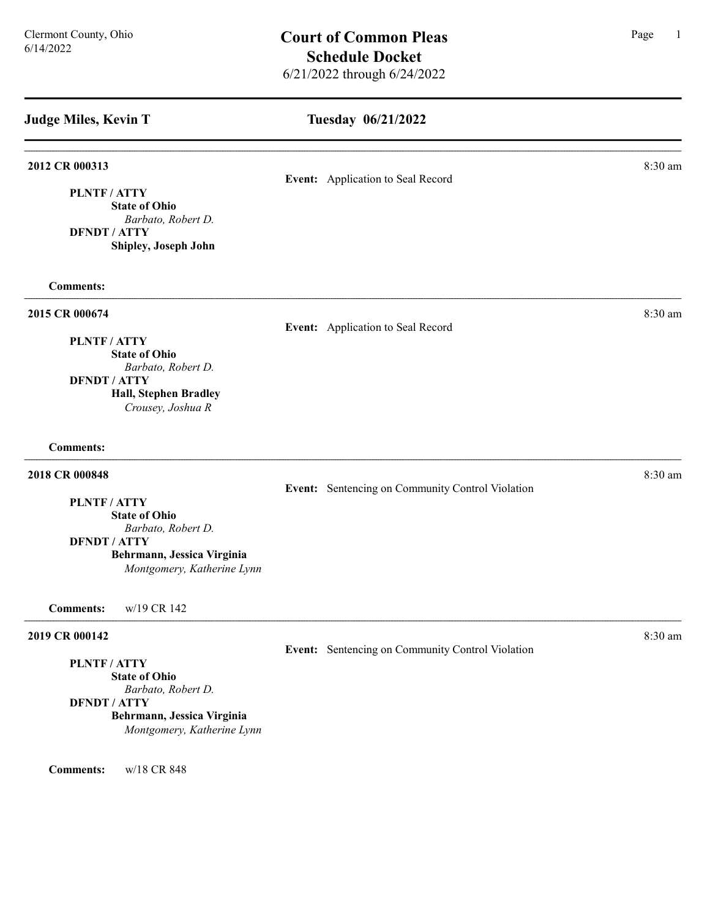Clermont County, Ohio
6/14/2022

# Court of Common Pleas
## Schedule Docket
6/21/2022 through 6/24/2022

---

**Judge Miles, Kevin T** — **Tuesday 06/21/2022**

---

**2012 CR 000313** — 8:30 am

**Event:** Application to Seal Record

**PLNTF / ATTY**
**State of Ohio**
*Barbato, Robert D.*
**DFNDT / ATTY**
**Shipley, Joseph John**

**Comments:**

---

**2015 CR 000674** — 8:30 am

**Event:** Application to Seal Record

**PLNTF / ATTY**
**State of Ohio**
*Barbato, Robert D.*
**DFNDT / ATTY**
**Hall, Stephen Bradley**
*Crousey, Joshua R*

**Comments:**

---

**2018 CR 000848** — 8:30 am

**Event:** Sentencing on Community Control Violation

**PLNTF / ATTY**
**State of Ohio**
*Barbato, Robert D.*
**DFNDT / ATTY**
**Behrmann, Jessica Virginia**
*Montgomery, Katherine Lynn*

**Comments:** w/19 CR 142

---

**2019 CR 000142** — 8:30 am

**Event:** Sentencing on Community Control Violation

**PLNTF / ATTY**
**State of Ohio**
*Barbato, Robert D.*
**DFNDT / ATTY**
**Behrmann, Jessica Virginia**
*Montgomery, Katherine Lynn*

**Comments:** w/18 CR 848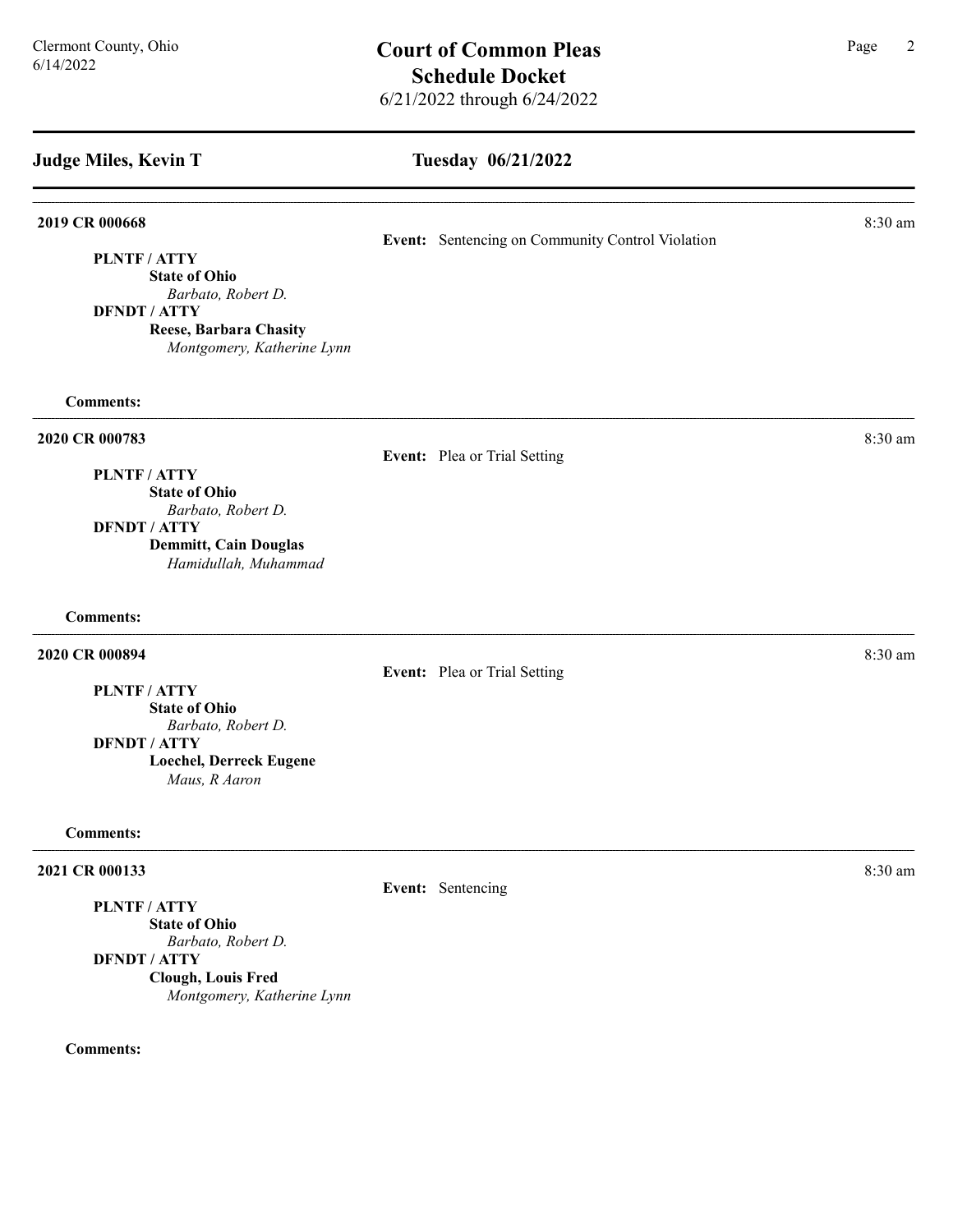## Judge Miles, Kevin T

## Tuesday 06/21/2022

---

**2019 CR 000668** — 8:30 am

**Event:** Sentencing on Community Control Violation

**PLNTF / ATTY**
**State of Ohio**
*Barbato, Robert D.*
**DFNDT / ATTY**
**Reese, Barbara Chasity**
*Montgomery, Katherine Lynn*

**Comments:**

---

**2020 CR 000783** — 8:30 am

**Event:** Plea or Trial Setting

**PLNTF / ATTY**
**State of Ohio**
*Barbato, Robert D.*
**DFNDT / ATTY**
**Demmitt, Cain Douglas**
*Hamidullah, Muhammad*

**Comments:**

---

**2020 CR 000894** — 8:30 am

**Event:** Plea or Trial Setting

**PLNTF / ATTY**
**State of Ohio**
*Barbato, Robert D.*
**DFNDT / ATTY**
**Loechel, Derreck Eugene**
*Maus, R Aaron*

**Comments:**

---

**2021 CR 000133** — 8:30 am

**Event:** Sentencing

**PLNTF / ATTY**
**State of Ohio**
*Barbato, Robert D.*
**DFNDT / ATTY**
**Clough, Louis Fred**
*Montgomery, Katherine Lynn*

**Comments:**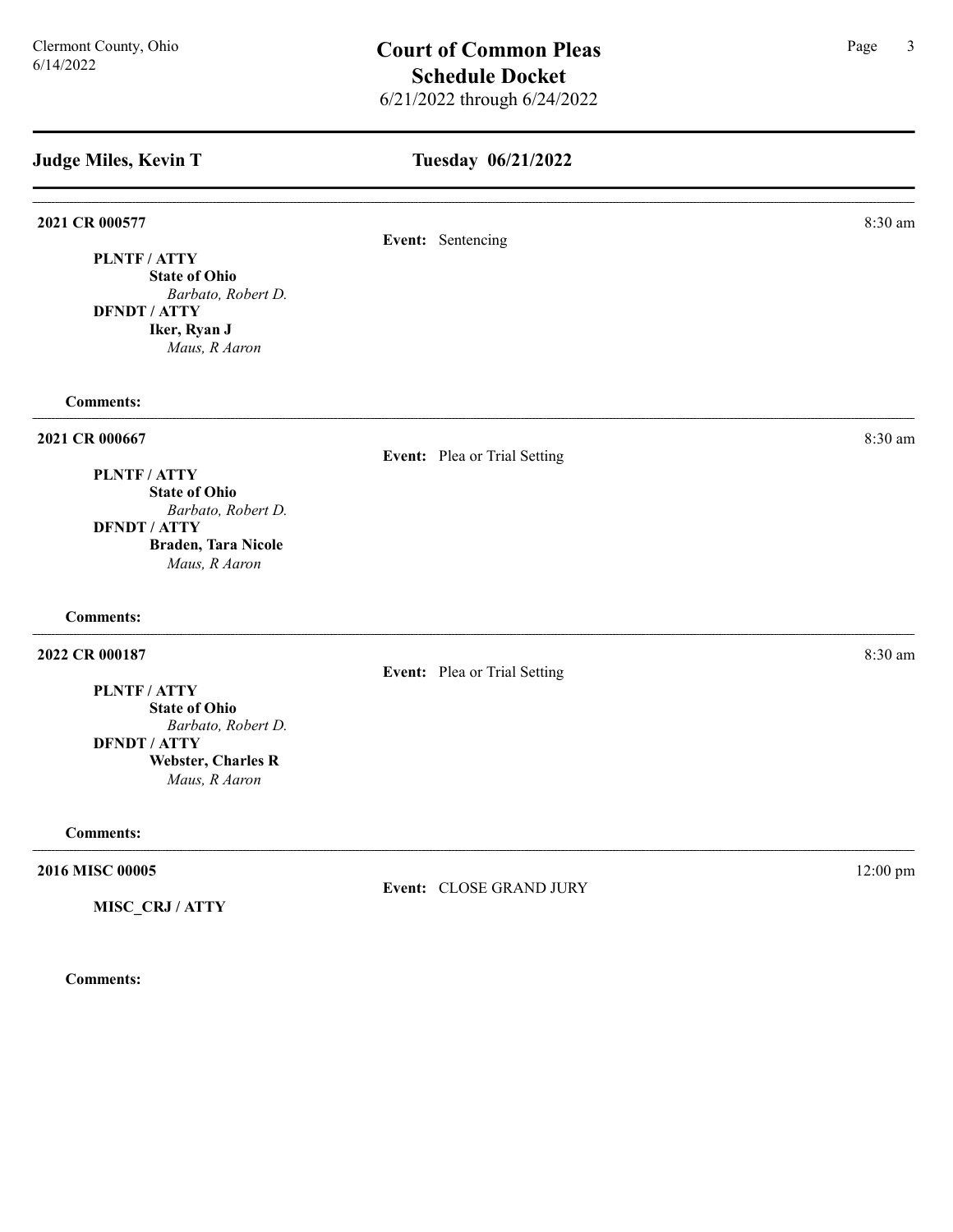## Judge Miles, Kevin T

## Tuesday 06/21/2022

---

**2021 CR 000577** — 8:30 am

**Event:** Sentencing

**PLNTF / ATTY**
**State of Ohio**
*Barbato, Robert D.*
**DFNDT / ATTY**
**Iker, Ryan J**
*Maus, R Aaron*

**Comments:**

---

**2021 CR 000667** — 8:30 am

**Event:** Plea or Trial Setting

**PLNTF / ATTY**
**State of Ohio**
*Barbato, Robert D.*
**DFNDT / ATTY**
**Braden, Tara Nicole**
*Maus, R Aaron*

**Comments:**

---

**2022 CR 000187** — 8:30 am

**Event:** Plea or Trial Setting

**PLNTF / ATTY**
**State of Ohio**
*Barbato, Robert D.*
**DFNDT / ATTY**
**Webster, Charles R**
*Maus, R Aaron*

**Comments:**

---

**2016 MISC 00005** — 12:00 pm

**Event:** CLOSE GRAND JURY

**MISC_CRJ / ATTY**

**Comments:**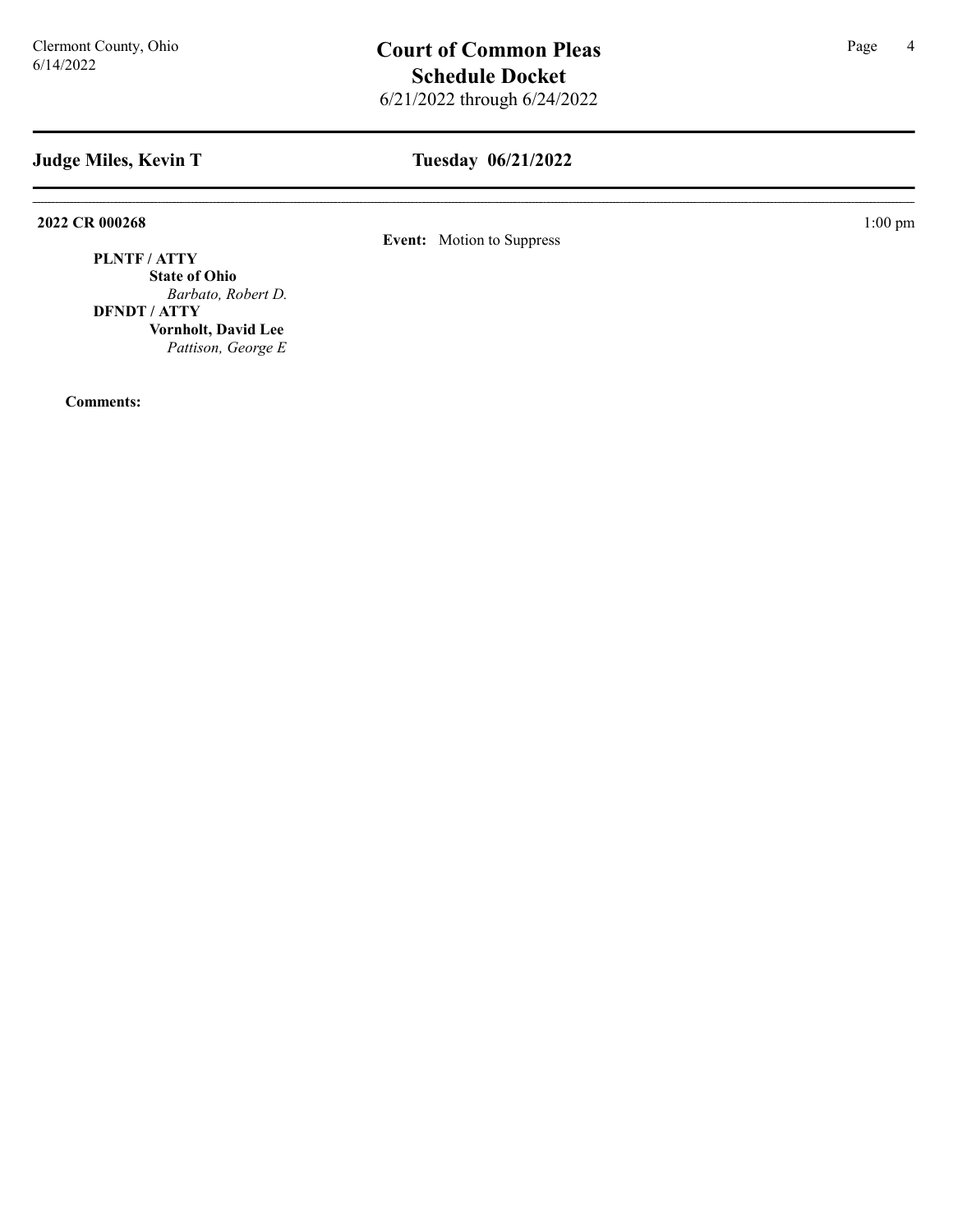## Judge Miles, Kevin T

## Tuesday 06/21/2022

**2022 CR 000268** 1:00 pm

**Event:** Motion to Suppress

**PLNTF / ATTY**

**State of Ohio**

*Barbato, Robert D.*

**DFNDT / ATTY**

**Vornholt, David Lee**

*Pattison, George E*

**Comments:**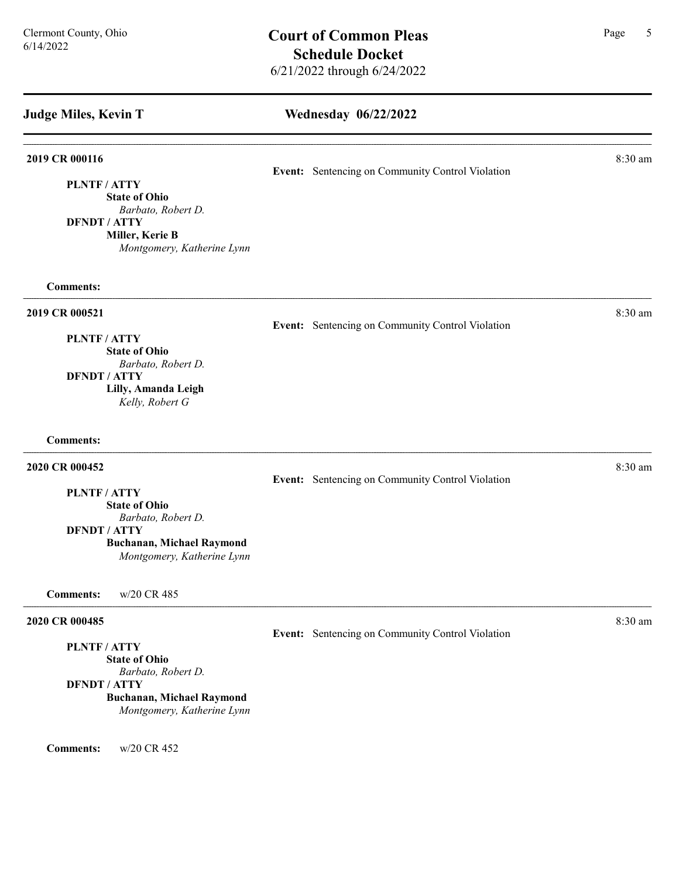## Judge Miles, Kevin T

## Wednesday 06/22/2022

---

**2019 CR 000116** — 8:30 am

**Event:** Sentencing on Community Control Violation

**PLNTF / ATTY**
**State of Ohio**
*Barbato, Robert D.*
**DFNDT / ATTY**
**Miller, Kerie B**
*Montgomery, Katherine Lynn*

**Comments:**

---

**2019 CR 000521** — 8:30 am

**Event:** Sentencing on Community Control Violation

**PLNTF / ATTY**
**State of Ohio**
*Barbato, Robert D.*
**DFNDT / ATTY**
**Lilly, Amanda Leigh**
*Kelly, Robert G*

**Comments:**

---

**2020 CR 000452** — 8:30 am

**Event:** Sentencing on Community Control Violation

**PLNTF / ATTY**
**State of Ohio**
*Barbato, Robert D.*
**DFNDT / ATTY**
**Buchanan, Michael Raymond**
*Montgomery, Katherine Lynn*

**Comments:** w/20 CR 485

---

**2020 CR 000485** — 8:30 am

**Event:** Sentencing on Community Control Violation

**PLNTF / ATTY**
**State of Ohio**
*Barbato, Robert D.*
**DFNDT / ATTY**
**Buchanan, Michael Raymond**
*Montgomery, Katherine Lynn*

**Comments:** w/20 CR 452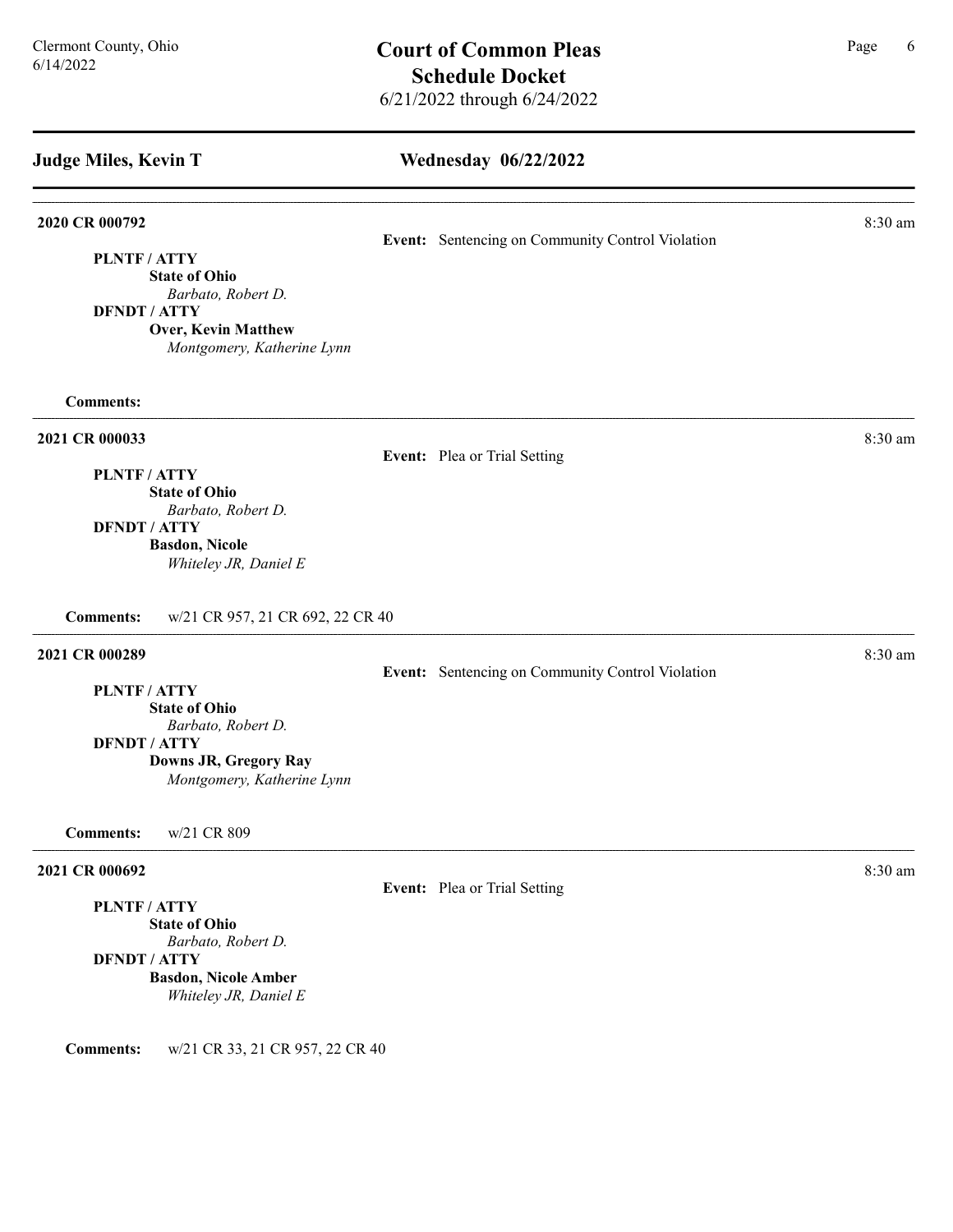## Judge Miles, Kevin T

## Wednesday 06/22/2022

---

**2020 CR 000792** — 8:30 am

**Event:** Sentencing on Community Control Violation

**PLNTF / ATTY**
**State of Ohio**
*Barbato, Robert D.*
**DFNDT / ATTY**
**Over, Kevin Matthew**
*Montgomery, Katherine Lynn*

**Comments:**

---

**2021 CR 000033** — 8:30 am

**Event:** Plea or Trial Setting

**PLNTF / ATTY**
**State of Ohio**
*Barbato, Robert D.*
**DFNDT / ATTY**
**Basdon, Nicole**
*Whiteley JR, Daniel E*

**Comments:** w/21 CR 957, 21 CR 692, 22 CR 40

---

**2021 CR 000289** — 8:30 am

**Event:** Sentencing on Community Control Violation

**PLNTF / ATTY**
**State of Ohio**
*Barbato, Robert D.*
**DFNDT / ATTY**
**Downs JR, Gregory Ray**
*Montgomery, Katherine Lynn*

**Comments:** w/21 CR 809

---

**2021 CR 000692** — 8:30 am

**Event:** Plea or Trial Setting

**PLNTF / ATTY**
**State of Ohio**
*Barbato, Robert D.*
**DFNDT / ATTY**
**Basdon, Nicole Amber**
*Whiteley JR, Daniel E*

**Comments:** w/21 CR 33, 21 CR 957, 22 CR 40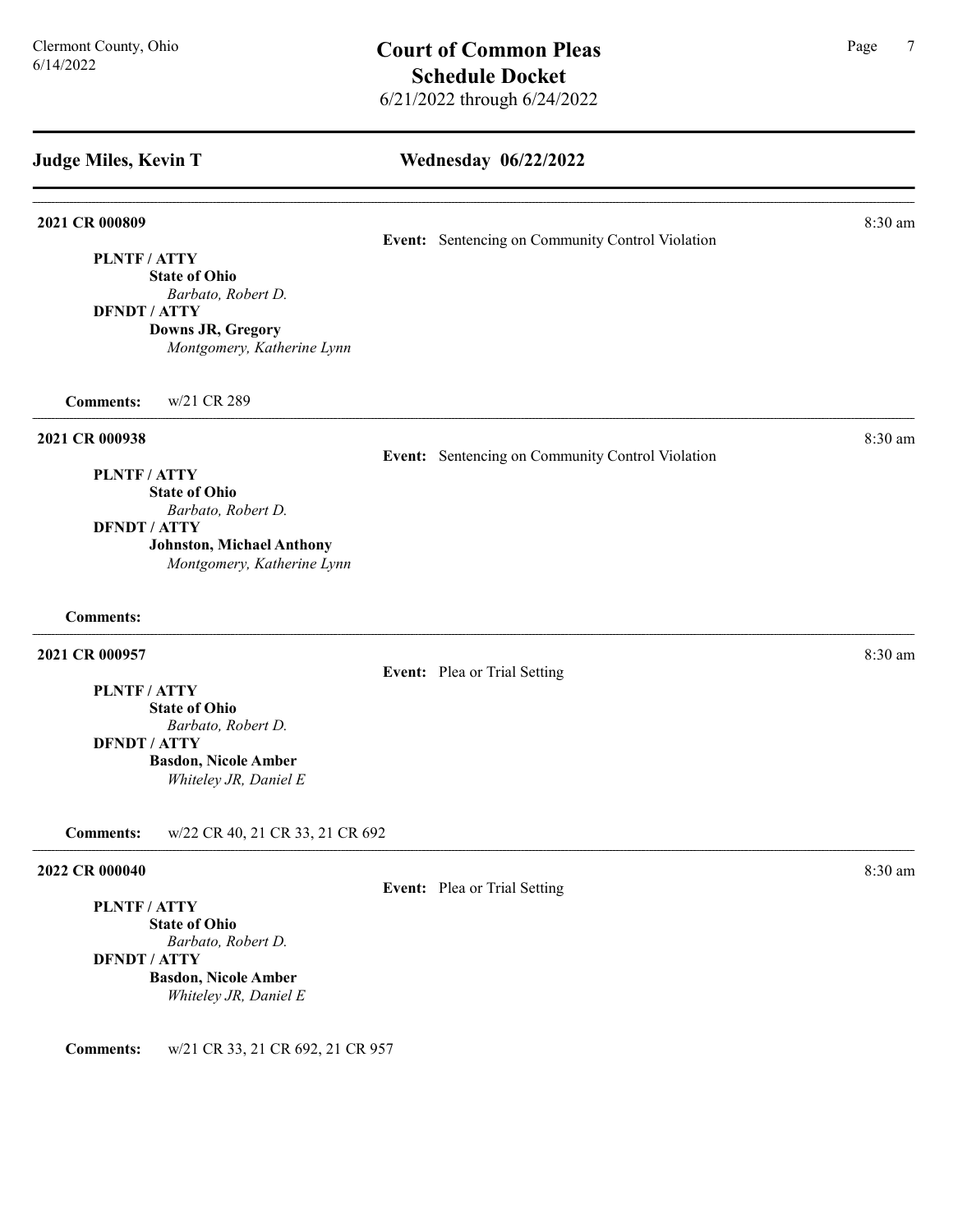# Court of Common Pleas
## Schedule Docket
6/21/2022 through 6/24/2022

Clermont County, Ohio
6/14/2022

## Judge Miles, Kevin T — Wednesday 06/22/2022

---

**2021 CR 000809** — 8:30 am

**Event:** Sentencing on Community Control Violation

**PLNTF / ATTY**
**State of Ohio**
*Barbato, Robert D.*

**DFNDT / ATTY**
**Downs JR, Gregory**
*Montgomery, Katherine Lynn*

**Comments:** w/21 CR 289

---

**2021 CR 000938** — 8:30 am

**Event:** Sentencing on Community Control Violation

**PLNTF / ATTY**
**State of Ohio**
*Barbato, Robert D.*

**DFNDT / ATTY**
**Johnston, Michael Anthony**
*Montgomery, Katherine Lynn*

**Comments:**

---

**2021 CR 000957** — 8:30 am

**Event:** Plea or Trial Setting

**PLNTF / ATTY**
**State of Ohio**
*Barbato, Robert D.*

**DFNDT / ATTY**
**Basdon, Nicole Amber**
*Whiteley JR, Daniel E*

**Comments:** w/22 CR 40, 21 CR 33, 21 CR 692

---

**2022 CR 000040** — 8:30 am

**Event:** Plea or Trial Setting

**PLNTF / ATTY**
**State of Ohio**
*Barbato, Robert D.*

**DFNDT / ATTY**
**Basdon, Nicole Amber**
*Whiteley JR, Daniel E*

**Comments:** w/21 CR 33, 21 CR 692, 21 CR 957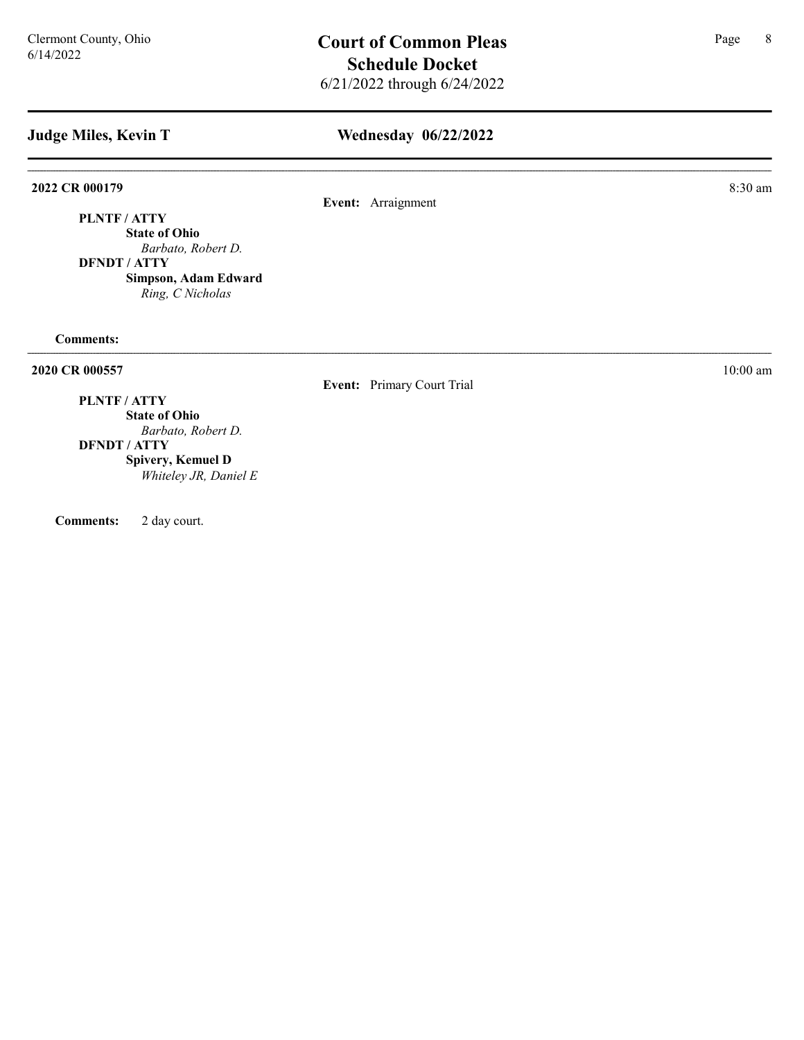## Judge Miles, Kevin T

## Wednesday 06/22/2022

---

**2022 CR 000179** — 8:30 am

**Event:** Arraignment

**PLNTF / ATTY**
**State of Ohio**
*Barbato, Robert D.*

**DFNDT / ATTY**
**Simpson, Adam Edward**
*Ring, C Nicholas*

**Comments:**

---

**2020 CR 000557** — 10:00 am

**Event:** Primary Court Trial

**PLNTF / ATTY**
**State of Ohio**
*Barbato, Robert D.*

**DFNDT / ATTY**
**Spivery, Kemuel D**
*Whiteley JR, Daniel E*

**Comments:** 2 day court.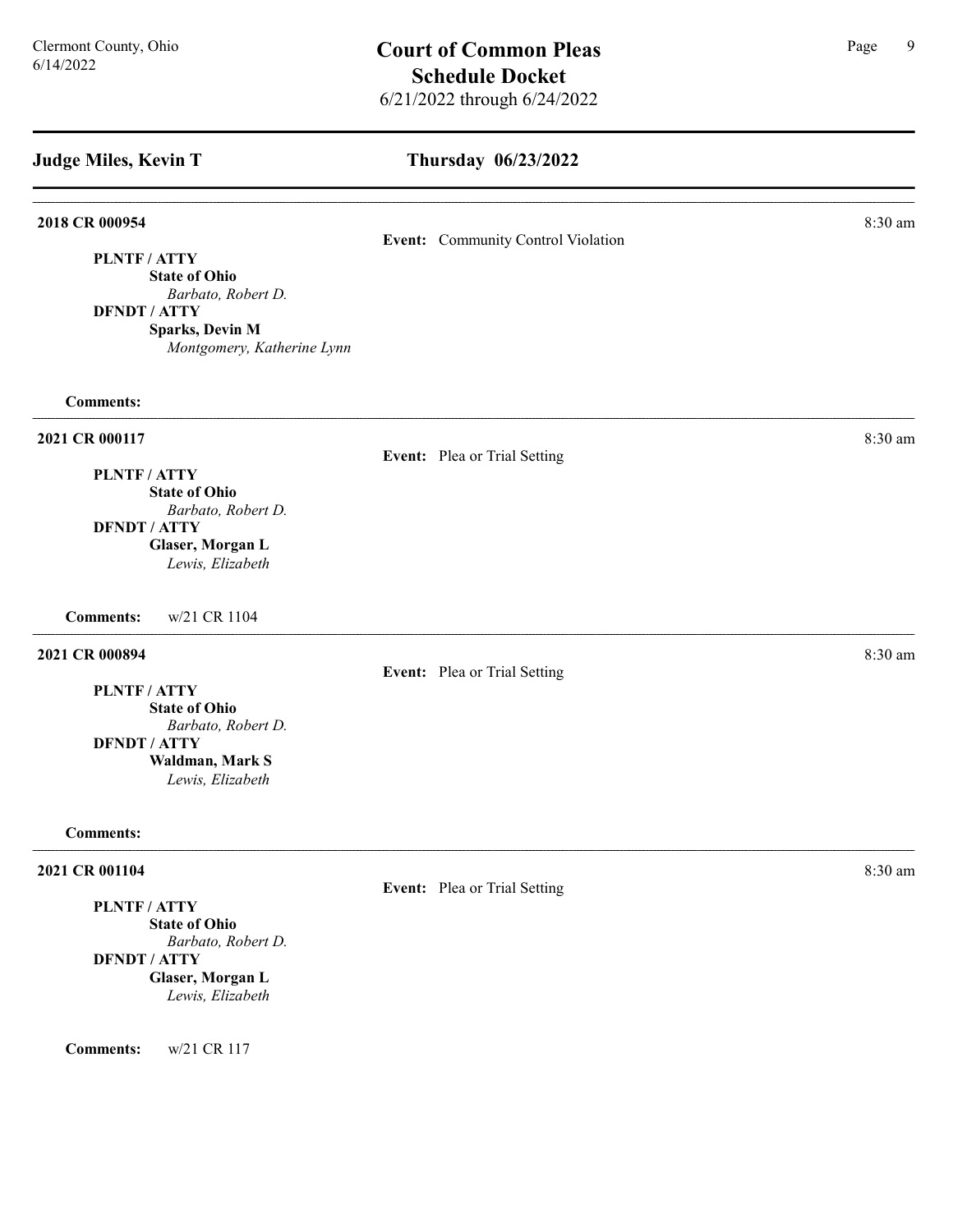## Judge Miles, Kevin T

## Thursday 06/23/2022

---

**2018 CR 000954** — 8:30 am

**Event:** Community Control Violation

**PLNTF / ATTY**
**State of Ohio**
*Barbato, Robert D.*

**DFNDT / ATTY**
**Sparks, Devin M**
*Montgomery, Katherine Lynn*

**Comments:**

---

**2021 CR 000117** — 8:30 am

**Event:** Plea or Trial Setting

**PLNTF / ATTY**
**State of Ohio**
*Barbato, Robert D.*

**DFNDT / ATTY**
**Glaser, Morgan L**
*Lewis, Elizabeth*

**Comments:** w/21 CR 1104

---

**2021 CR 000894** — 8:30 am

**Event:** Plea or Trial Setting

**PLNTF / ATTY**
**State of Ohio**
*Barbato, Robert D.*

**DFNDT / ATTY**
**Waldman, Mark S**
*Lewis, Elizabeth*

**Comments:**

---

**2021 CR 001104** — 8:30 am

**Event:** Plea or Trial Setting

**PLNTF / ATTY**
**State of Ohio**
*Barbato, Robert D.*

**DFNDT / ATTY**
**Glaser, Morgan L**
*Lewis, Elizabeth*

**Comments:** w/21 CR 117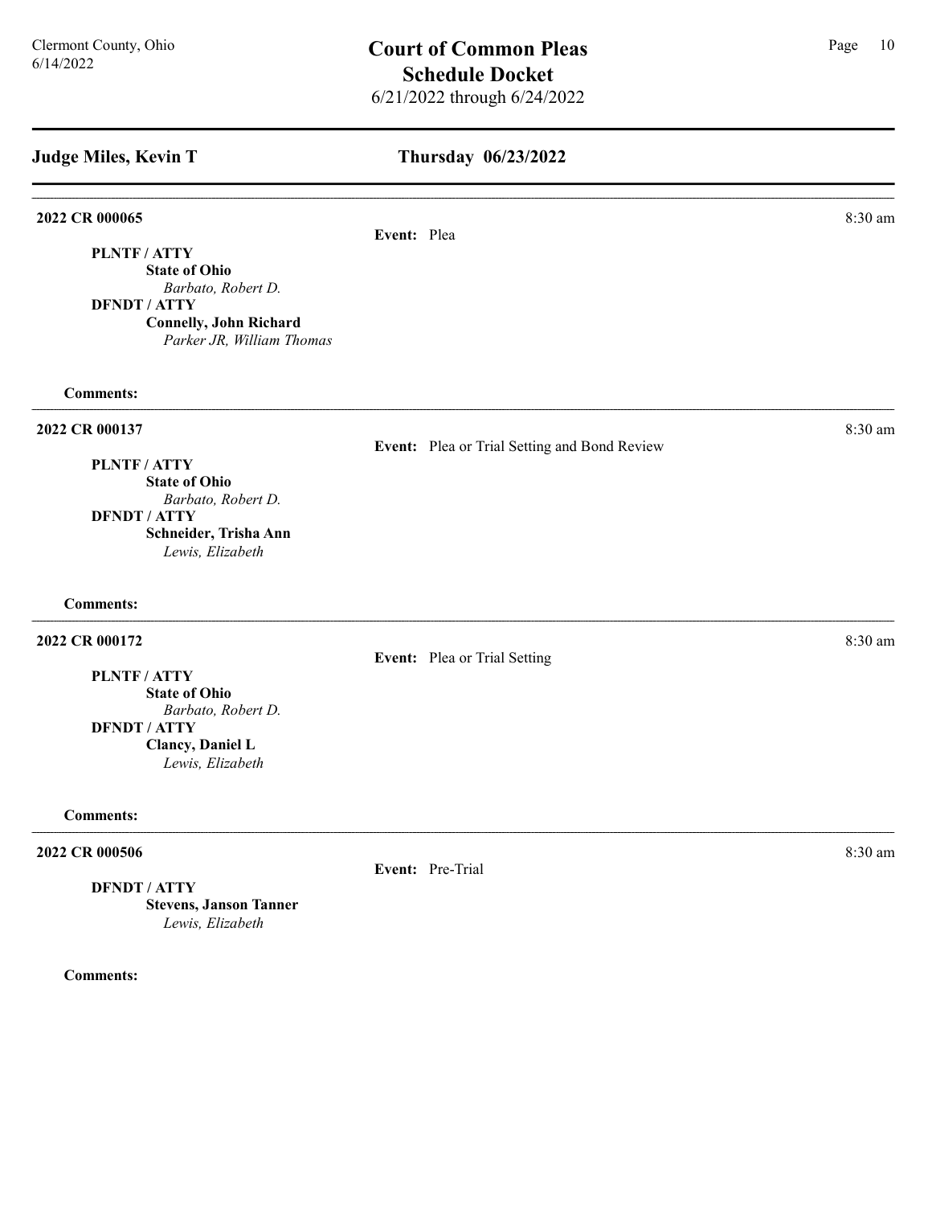## Judge Miles, Kevin T

## Thursday 06/23/2022

---

**2022 CR 000065** — 8:30 am

**Event:** Plea

**PLNTF / ATTY**
**State of Ohio**
*Barbato, Robert D.*

**DFNDT / ATTY**
**Connelly, John Richard**
*Parker JR, William Thomas*

**Comments:**

---

**2022 CR 000137** — 8:30 am

**Event:** Plea or Trial Setting and Bond Review

**PLNTF / ATTY**
**State of Ohio**
*Barbato, Robert D.*

**DFNDT / ATTY**
**Schneider, Trisha Ann**
*Lewis, Elizabeth*

**Comments:**

---

**2022 CR 000172** — 8:30 am

**Event:** Plea or Trial Setting

**PLNTF / ATTY**
**State of Ohio**
*Barbato, Robert D.*

**DFNDT / ATTY**
**Clancy, Daniel L**
*Lewis, Elizabeth*

**Comments:**

---

**2022 CR 000506** — 8:30 am

**Event:** Pre-Trial

**DFNDT / ATTY**
**Stevens, Janson Tanner**
*Lewis, Elizabeth*

**Comments:**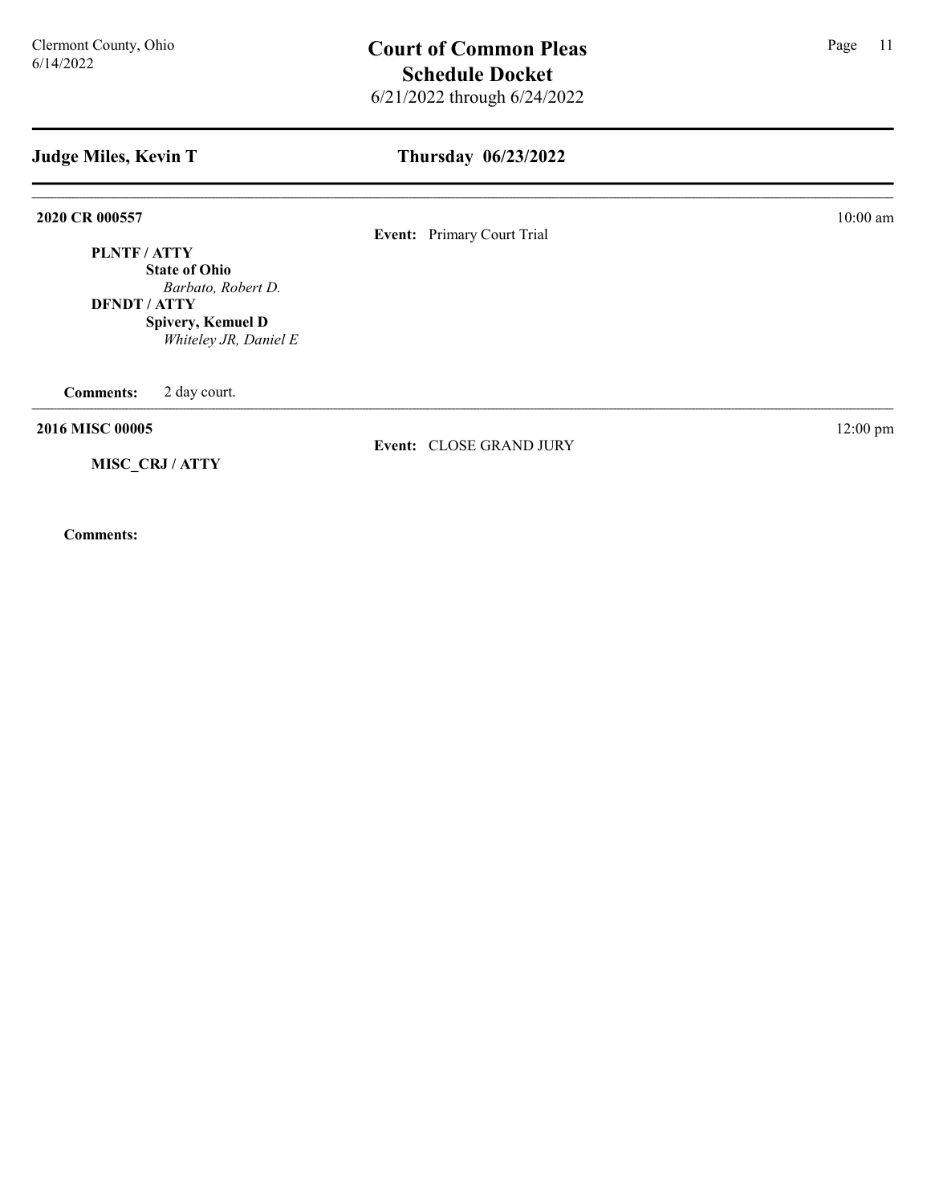## Judge Miles, Kevin T

## Thursday 06/23/2022

**2020 CR 000557** — 10:00 am

**Event:** Primary Court Trial

**PLNTF / ATTY**
**State of Ohio**
*Barbato, Robert D.*
**DFNDT / ATTY**
**Spivery, Kemuel D**
*Whiteley JR, Daniel E*

**Comments:** 2 day court.

---

**2016 MISC 00005** — 12:00 pm

**Event:** CLOSE GRAND JURY

**MISC_CRJ / ATTY**

**Comments:**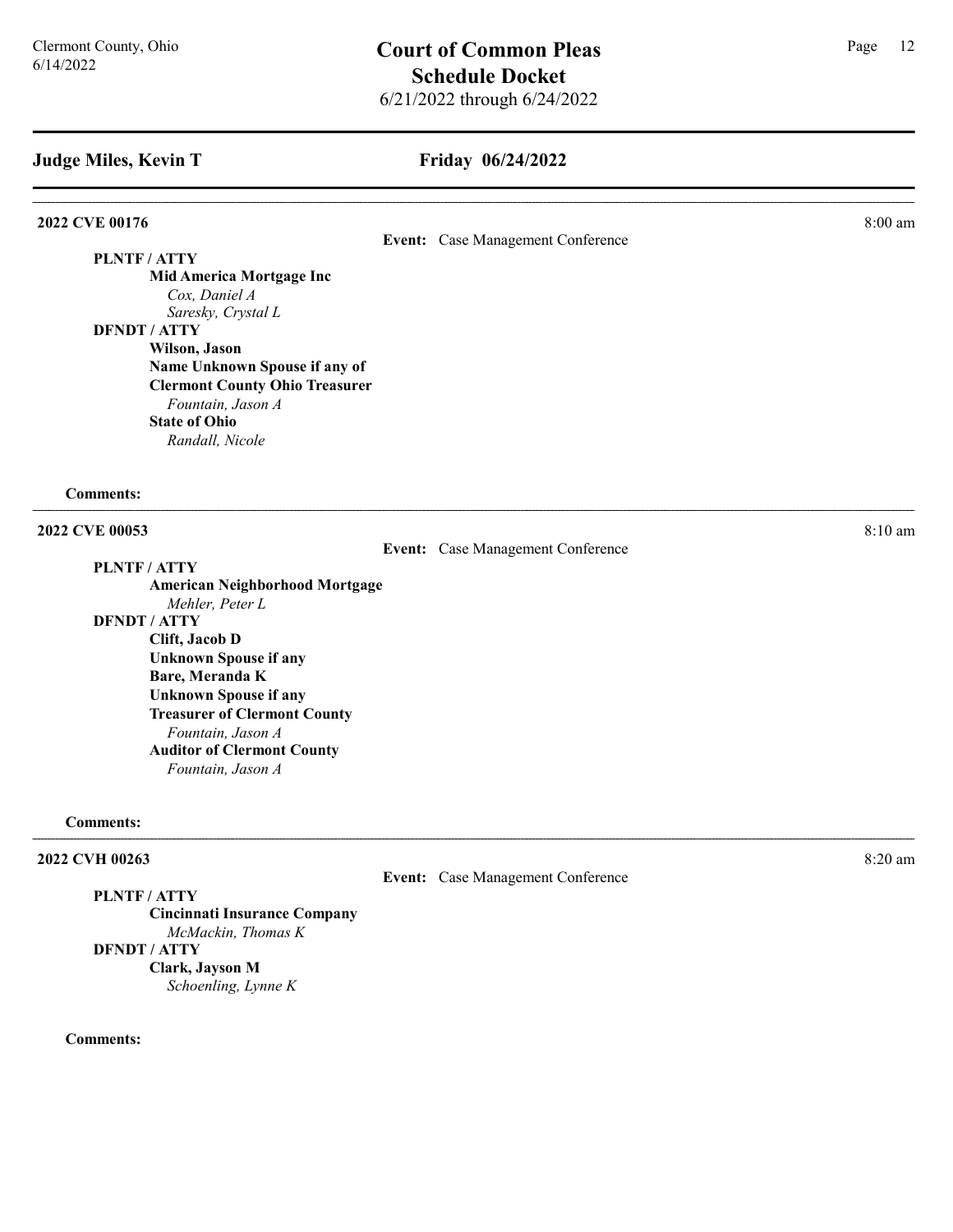## Judge Miles, Kevin T

## Friday 06/24/2022

### 2022 CVE 00176

8:00 am

**Event:** Case Management Conference

**PLNTF / ATTY**

**Mid America Mortgage Inc**
*Cox, Daniel A*
*Saresky, Crystal L*

**DFNDT / ATTY**

**Wilson, Jason**
**Name Unknown Spouse if any of**
**Clermont County Ohio Treasurer**
*Fountain, Jason A*
**State of Ohio**
*Randall, Nicole*

**Comments:**

---

### 2022 CVE 00053

8:10 am

**Event:** Case Management Conference

**PLNTF / ATTY**

**American Neighborhood Mortgage**
*Mehler, Peter L*

**DFNDT / ATTY**

**Clift, Jacob D**
**Unknown Spouse if any**
**Bare, Meranda K**
**Unknown Spouse if any**
**Treasurer of Clermont County**
*Fountain, Jason A*
**Auditor of Clermont County**
*Fountain, Jason A*

**Comments:**

---

### 2022 CVH 00263

8:20 am

**Event:** Case Management Conference

**PLNTF / ATTY**

**Cincinnati Insurance Company**
*McMackin, Thomas K*

**DFNDT / ATTY**

**Clark, Jayson M**
*Schoenling, Lynne K*

**Comments:**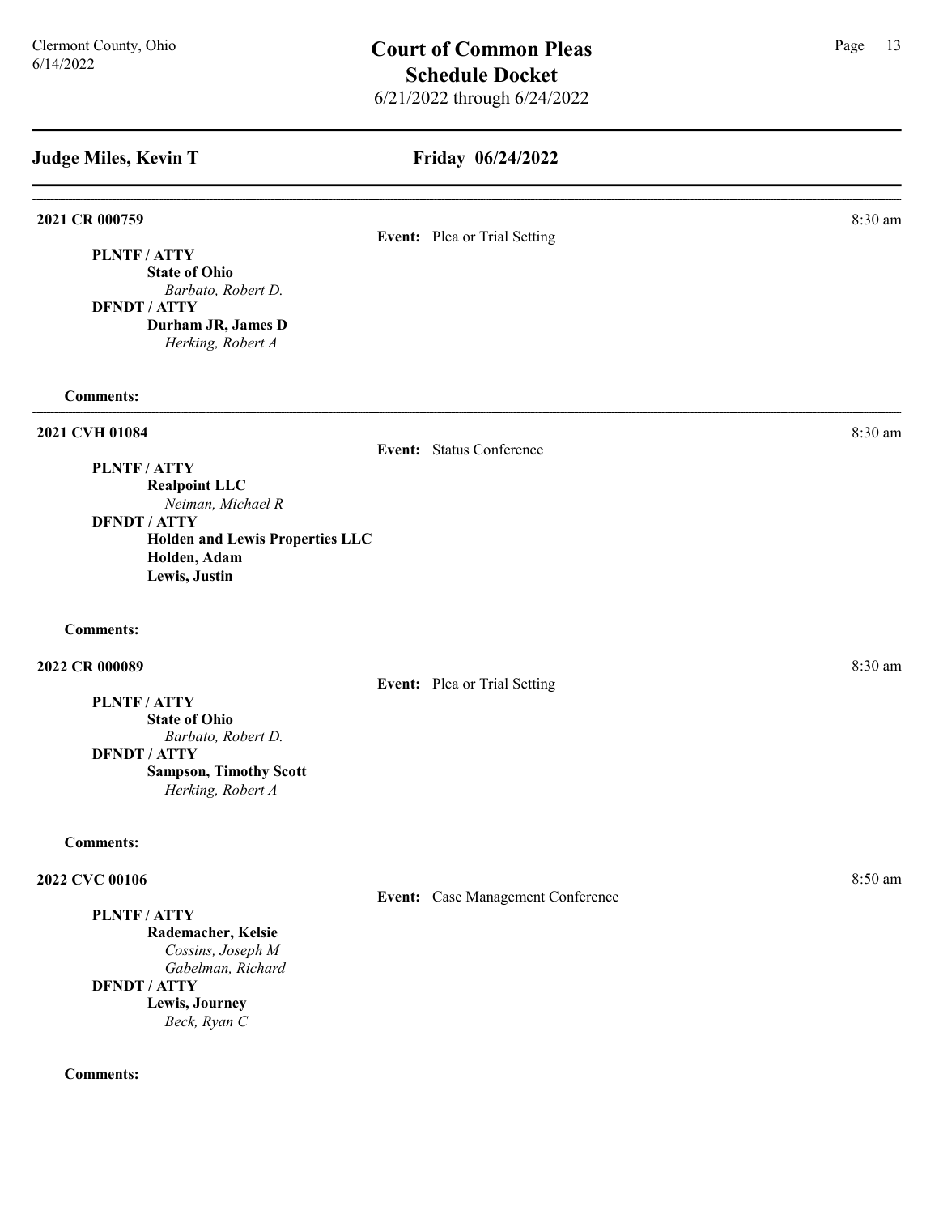## Judge Miles, Kevin T — Friday 06/24/2022

---

**2021 CR 000759** — 8:30 am

**Event:** Plea or Trial Setting

**PLNTF / ATTY**
- **State of Ohio**
  - *Barbato, Robert D.*

**DFNDT / ATTY**
- **Durham JR, James D**
  - *Herking, Robert A*

**Comments:**

---

**2021 CVH 01084** — 8:30 am

**Event:** Status Conference

**PLNTF / ATTY**
- **Realpoint LLC**
  - *Neiman, Michael R*

**DFNDT / ATTY**
- **Holden and Lewis Properties LLC**
- **Holden, Adam**
- **Lewis, Justin**

**Comments:**

---

**2022 CR 000089** — 8:30 am

**Event:** Plea or Trial Setting

**PLNTF / ATTY**
- **State of Ohio**
  - *Barbato, Robert D.*

**DFNDT / ATTY**
- **Sampson, Timothy Scott**
  - *Herking, Robert A*

**Comments:**

---

**2022 CVC 00106** — 8:50 am

**Event:** Case Management Conference

**PLNTF / ATTY**
- **Rademacher, Kelsie**
  - *Cossins, Joseph M*
  - *Gabelman, Richard*

**DFNDT / ATTY**
- **Lewis, Journey**
  - *Beck, Ryan C*

**Comments:**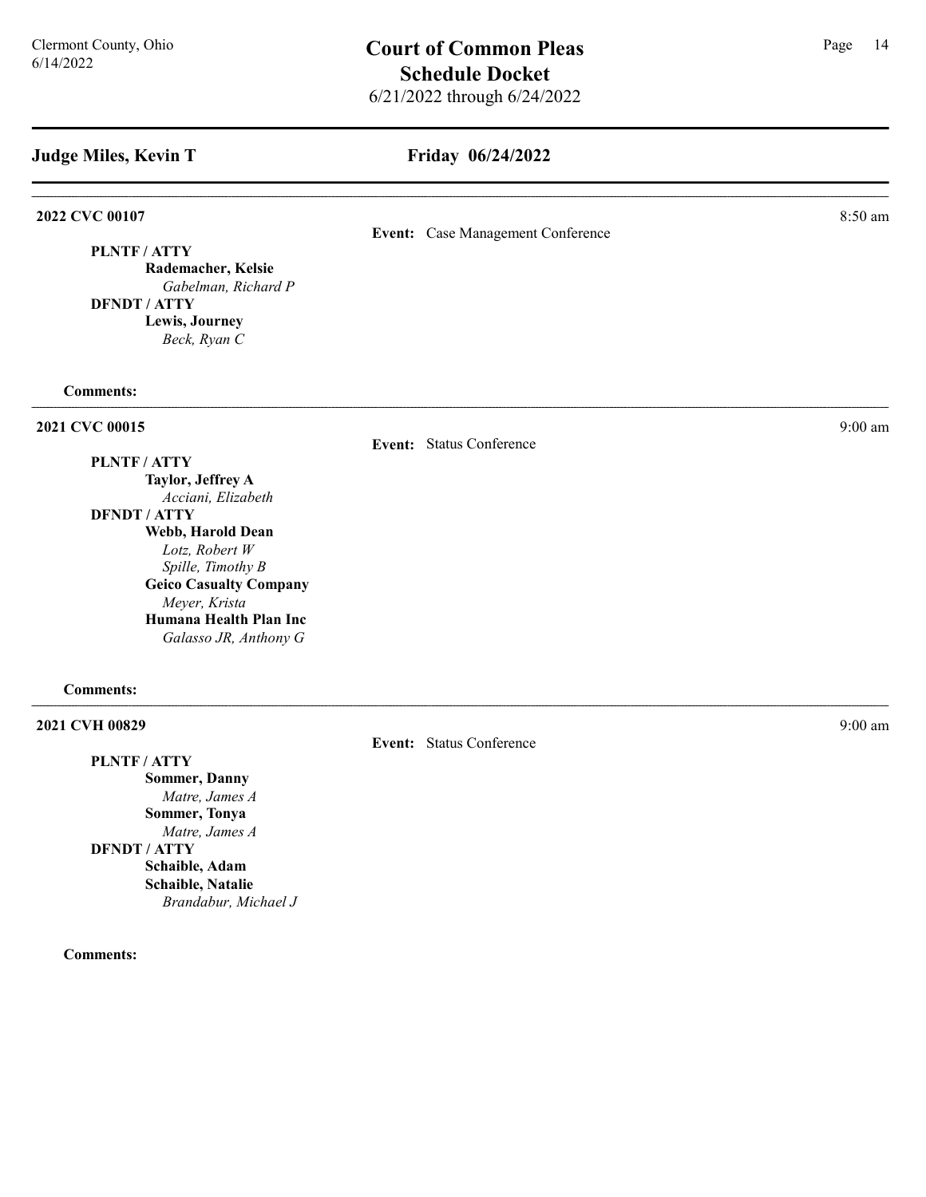## Judge Miles, Kevin T

## Friday 06/24/2022

**2022 CVC 00107** — 8:50 am

**Event:** Case Management Conference

**PLNTF / ATTY**
- **Rademacher, Kelsie**
  - *Gabelman, Richard P*

**DFNDT / ATTY**
- **Lewis, Journey**
  - *Beck, Ryan C*

**Comments:**

---

**2021 CVC 00015** — 9:00 am

**Event:** Status Conference

**PLNTF / ATTY**
- **Taylor, Jeffrey A**
  - *Acciani, Elizabeth*

**DFNDT / ATTY**
- **Webb, Harold Dean**
  - *Lotz, Robert W*
  - *Spille, Timothy B*
- **Geico Casualty Company**
  - *Meyer, Krista*
- **Humana Health Plan Inc**
  - *Galasso JR, Anthony G*

**Comments:**

---

**2021 CVH 00829** — 9:00 am

**Event:** Status Conference

**PLNTF / ATTY**
- **Sommer, Danny**
  - *Matre, James A*
- **Sommer, Tonya**
  - *Matre, James A*

**DFNDT / ATTY**
- **Schaible, Adam**
- **Schaible, Natalie**
  - *Brandabur, Michael J*

**Comments:**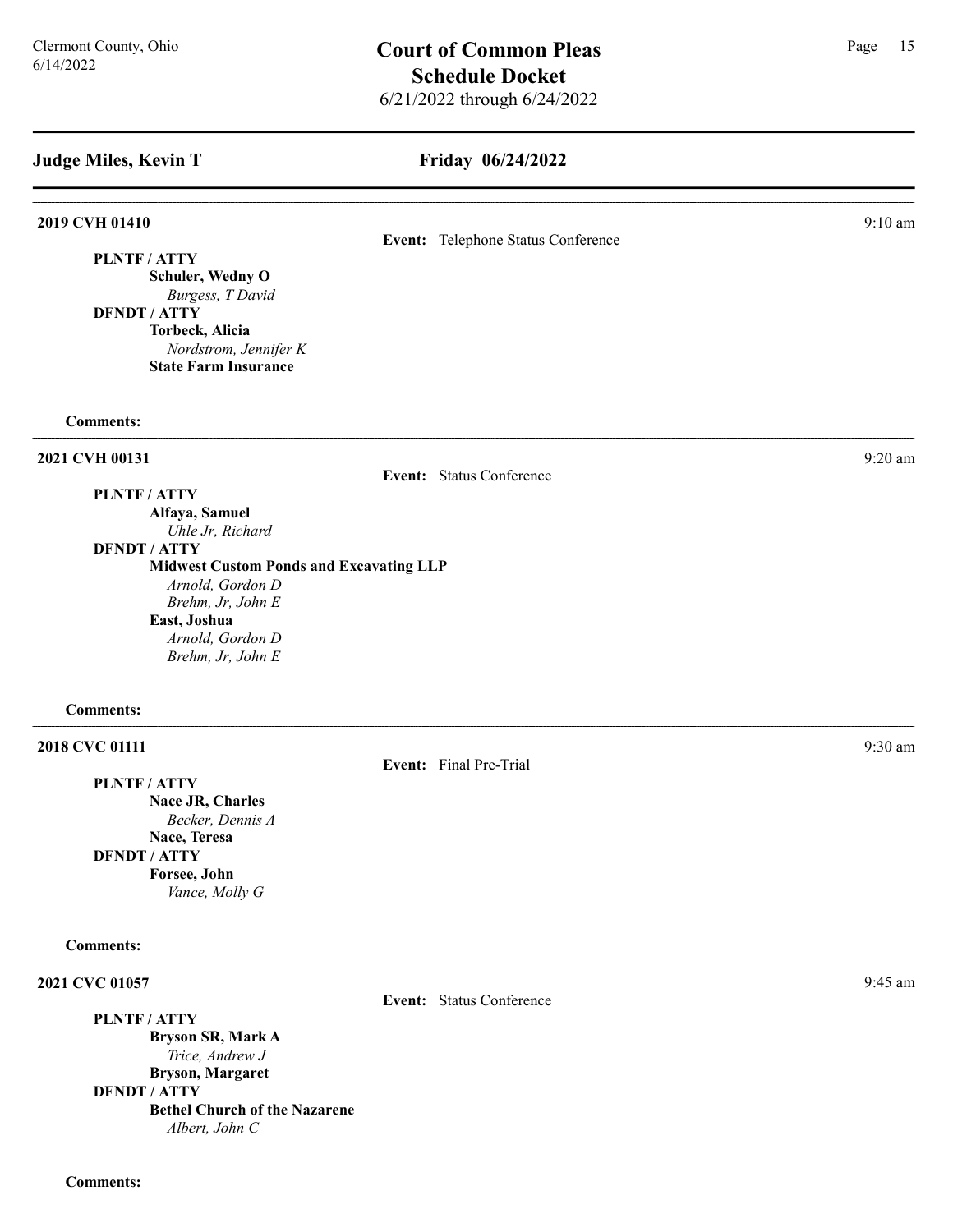# Court of Common Pleas
## Schedule Docket
6/21/2022 through 6/24/2022

Clermont County, Ohio
6/14/2022

## Judge Miles, Kevin T — Friday 06/24/2022

---

### 2019 CVH 01410 — 9:10 am

**Event:** Telephone Status Conference

**PLNTF / ATTY**
- **Schuler, Wedny O**
  - *Burgess, T David*

**DFNDT / ATTY**
- **Torbeck, Alicia**
  - *Nordstrom, Jennifer K*
- **State Farm Insurance**

**Comments:**

---

### 2021 CVH 00131 — 9:20 am

**Event:** Status Conference

**PLNTF / ATTY**
- **Alfaya, Samuel**
  - *Uhle Jr, Richard*

**DFNDT / ATTY**
- **Midwest Custom Ponds and Excavating LLP**
  - *Arnold, Gordon D*
  - *Brehm, Jr, John E*
- **East, Joshua**
  - *Arnold, Gordon D*
  - *Brehm, Jr, John E*

**Comments:**

---

### 2018 CVC 01111 — 9:30 am

**Event:** Final Pre-Trial

**PLNTF / ATTY**
- **Nace JR, Charles**
  - *Becker, Dennis A*
- **Nace, Teresa**

**DFNDT / ATTY**
- **Forsee, John**
  - *Vance, Molly G*

**Comments:**

---

### 2021 CVC 01057 — 9:45 am

**Event:** Status Conference

**PLNTF / ATTY**
- **Bryson SR, Mark A**
  - *Trice, Andrew J*
- **Bryson, Margaret**

**DFNDT / ATTY**
- **Bethel Church of the Nazarene**
  - *Albert, John C*

**Comments:**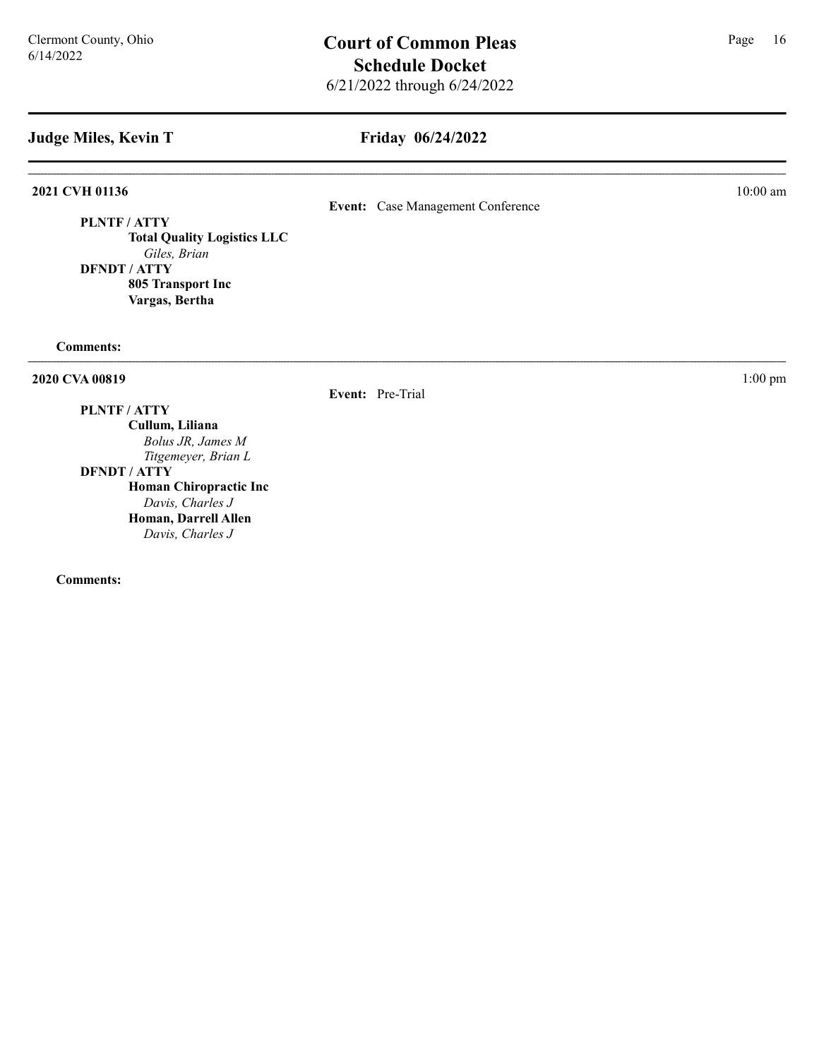# Court of Common Pleas
## Schedule Docket
6/21/2022 through 6/24/2022

Clermont County, Ohio
6/14/2022

## Judge Miles, Kevin T — Friday 06/24/2022

**2021 CVH 01136** — 10:00 am

**Event:** Case Management Conference

**PLNTF / ATTY**
- **Total Quality Logistics LLC**
  - *Giles, Brian*

**DFNDT / ATTY**
- **805 Transport Inc**
- **Vargas, Bertha**

**Comments:**

---

**2020 CVA 00819** — 1:00 pm

**Event:** Pre-Trial

**PLNTF / ATTY**
- **Cullum, Liliana**
  - *Bolus JR, James M*
  - *Titgemeyer, Brian L*

**DFNDT / ATTY**
- **Homan Chiropractic Inc**
  - *Davis, Charles J*
- **Homan, Darrell Allen**
  - *Davis, Charles J*

**Comments:**